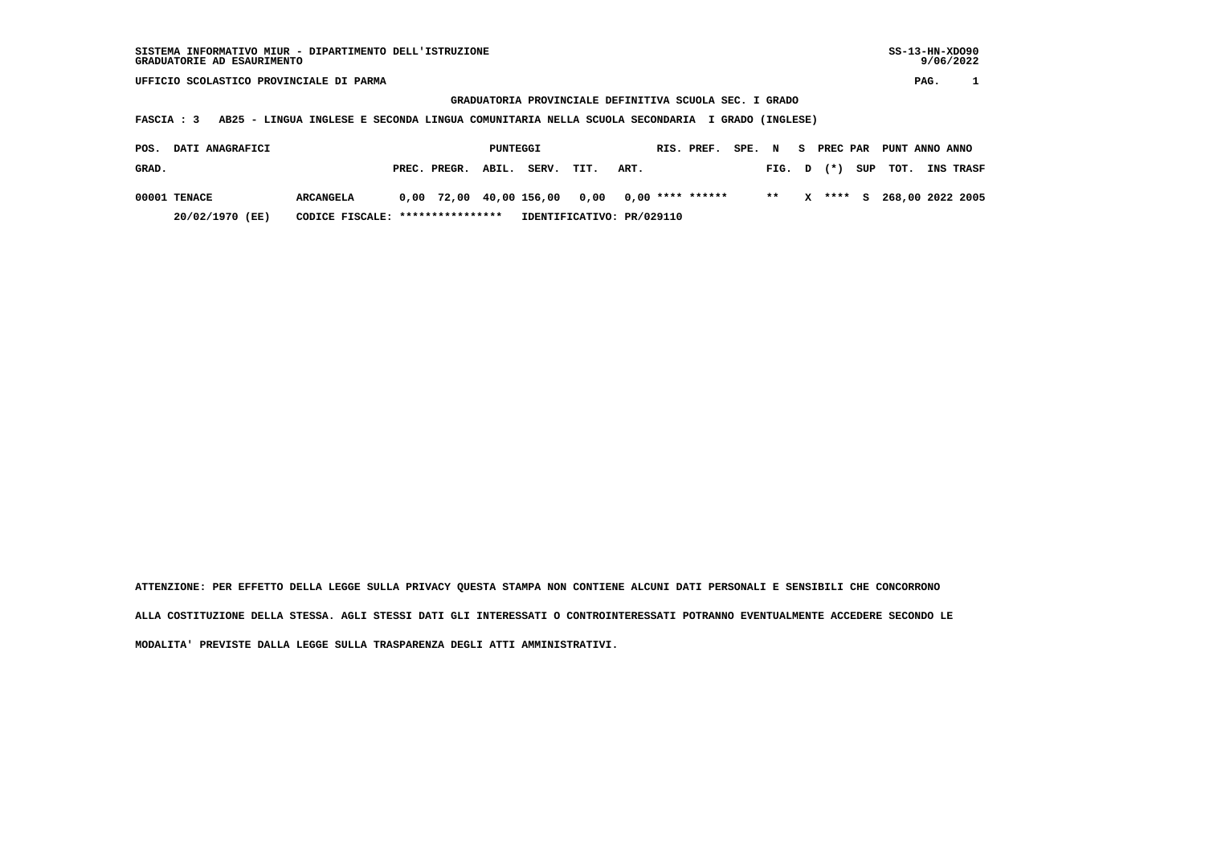SISTEMA INFORMATIVO MIUR - DIPARTIMENTO DELL'ISTRUZIONE
GRADUATORIE AD ESAURIMENTO

SS-13-HN-XDO90
9/06/2022

UFFICIO SCOLASTICO PROVINCIALE DI PARMA

PAG. 1

## GRADUATORIA PROVINCIALE DEFINITIVA SCUOLA SEC. I GRADO

**FASCIA : 3 AB25 - LINGUA INGLESE E SECONDA LINGUA COMUNITARIA NELLA SCUOLA SECONDARIA I GRADO (INGLESE)**

| POS. GRAD. | DATI ANAGRAFICI | | PUNTEGGI PREC. | PREGR. | ABIL. | SERV. | TIT. | ART. | RIS. | PREF. | SPE. | N FIG. | S D | PREC PAR (*) | SUP | PUNT TOT. | ANNO INS | ANNO TRASF |
|---|---|---|---|---|---|---|---|---|---|---|---|---|---|---|---|---|---|---|
| 00001 | TENACE | ARCANGELA | 0,00 | 72,00 | 40,00 | 156,00 | 0,00 | 0,00 | **** | ****** | | ** | X | **** | S | 268,00 | 2022 | 2005 |
| | 20/02/1970 (EE) | CODICE FISCALE: **************** | IDENTIFICATIVO: PR/029110 | | | | | | | | | | | | | | | |

ATTENZIONE: PER EFFETTO DELLA LEGGE SULLA PRIVACY QUESTA STAMPA NON CONTIENE ALCUNI DATI PERSONALI E SENSIBILI CHE CONCORRONO ALLA COSTITUZIONE DELLA STESSA. AGLI STESSI DATI GLI INTERESSATI O CONTROINTERESSATI POTRANNO EVENTUALMENTE ACCEDERE SECONDO LE MODALITA' PREVISTE DALLA LEGGE SULLA TRASPARENZA DEGLI ATTI AMMINISTRATIVI.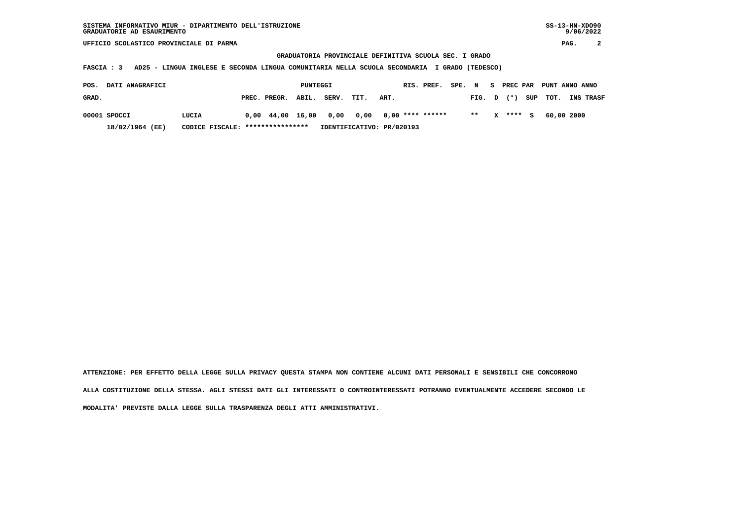SISTEMA INFORMATIVO MIUR - DIPARTIMENTO DELL'ISTRUZIONE
GRADUATORIE AD ESAURIMENTO

SS-13-HN-XDO90
9/06/2022

UFFICIO SCOLASTICO PROVINCIALE DI PARMA

**GRADUATORIA PROVINCIALE DEFINITIVA SCUOLA SEC. I GRADO**

**FASCIA : 3 AD25 - LINGUA INGLESE E SECONDA LINGUA COMUNITARIA NELLA SCUOLA SECONDARIA I GRADO (TEDESCO)**

| POS. GRAD. | DATI ANAGRAFICI | | PUNTEGGI PREC. | PREGR. | ABIL. | SERV. | TIT. | ART. | RIS. | PREF. | SPE. N FIG. | S D | PREC PAR (*) | SUP | PUNT TOT. | ANNO INS | ANNO TRASF |
|---|---|---|---|---|---|---|---|---|---|---|---|---|---|---|---|---|---|
| 00001 | SPOCCI | LUCIA | 0,00 | 44,00 | 16,00 | 0,00 | 0,00 | 0,00 | **** | ****** | ** | X | **** | S | 60,00 | 2000 | |
| | 18/02/1964 (EE) | CODICE FISCALE: **************** | IDENTIFICATIVO: PR/020193 | | | | | | | | | | | | | | |

ATTENZIONE: PER EFFETTO DELLA LEGGE SULLA PRIVACY QUESTA STAMPA NON CONTIENE ALCUNI DATI PERSONALI E SENSIBILI CHE CONCORRONO ALLA COSTITUZIONE DELLA STESSA. AGLI STESSI DATI GLI INTERESSATI O CONTROINTERESSATI POTRANNO EVENTUALMENTE ACCEDERE SECONDO LE MODALITA' PREVISTE DALLA LEGGE SULLA TRASPARENZA DEGLI ATTI AMMINISTRATIVI.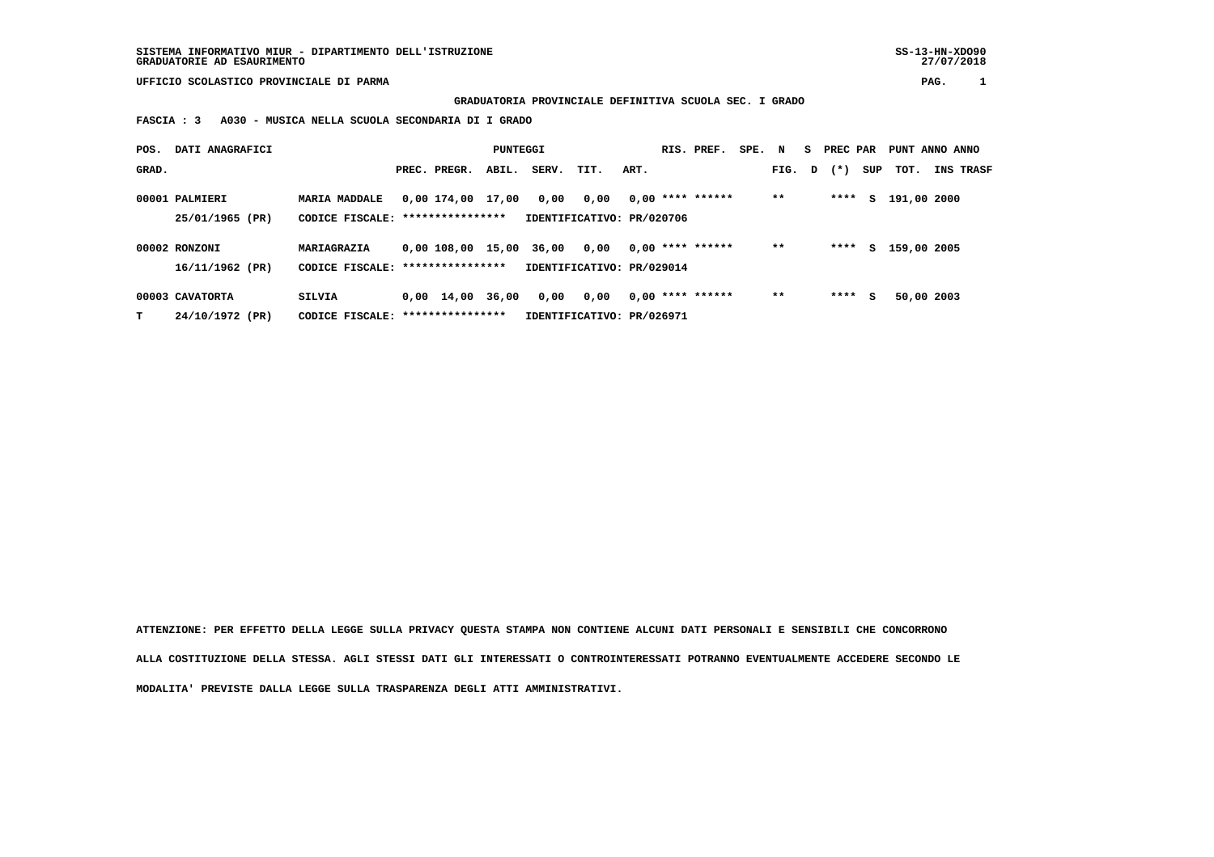SISTEMA INFORMATIVO MIUR - DIPARTIMENTO DELL'ISTRUZIONE
GRADUATORIE AD ESAURIMENTO

SS-13-HN-XDO90
27/07/2018

UFFICIO SCOLASTICO PROVINCIALE DI PARMA

**GRADUATORIA PROVINCIALE DEFINITIVA SCUOLA SEC. I GRADO**

**FASCIA : 3 A030 - MUSICA NELLA SCUOLA SECONDARIA DI I GRADO**

| POS. GRAD. | DATI ANAGRAFICI | | PUNTEGGI PREC. | PREGR. | ABIL. | SERV. | TIT. | ART. | RIS. | PREF. | SPE. | N FIG. | S D | PREC (*) | PAR SUP | PUNT TOT. | ANNO INS | ANNO TRASF |
|---|---|---|---|---|---|---|---|---|---|---|---|---|---|---|---|---|---|---|
| 00001 | PALMIERI 25/01/1965 (PR) | MARIA MADDALE CODICE FISCALE: **************** IDENTIFICATIVO: PR/020706 | 0,00 | 174,00 | 17,00 | 0,00 | 0,00 | 0,00 | **** | ****** | | ** | | **** | S | 191,00 | 2000 | |
| 00002 | RONZONI 16/11/1962 (PR) | MARIAGRAZIA CODICE FISCALE: **************** IDENTIFICATIVO: PR/029014 | 0,00 | 108,00 | 15,00 | 36,00 | 0,00 | 0,00 | **** | ****** | | ** | | **** | S | 159,00 | 2005 | |
| 00003 T | CAVATORTA 24/10/1972 (PR) | SILVIA CODICE FISCALE: **************** IDENTIFICATIVO: PR/026971 | 0,00 | 14,00 | 36,00 | 0,00 | 0,00 | 0,00 | **** | ****** | | ** | | **** | S | 50,00 | 2003 | |

**ATTENZIONE: PER EFFETTO DELLA LEGGE SULLA PRIVACY QUESTA STAMPA NON CONTIENE ALCUNI DATI PERSONALI E SENSIBILI CHE CONCORRONO ALLA COSTITUZIONE DELLA STESSA. AGLI STESSI DATI GLI INTERESSATI O CONTROINTERESSATI POTRANNO EVENTUALMENTE ACCEDERE SECONDO LE MODALITA' PREVISTE DALLA LEGGE SULLA TRASPARENZA DEGLI ATTI AMMINISTRATIVI.**